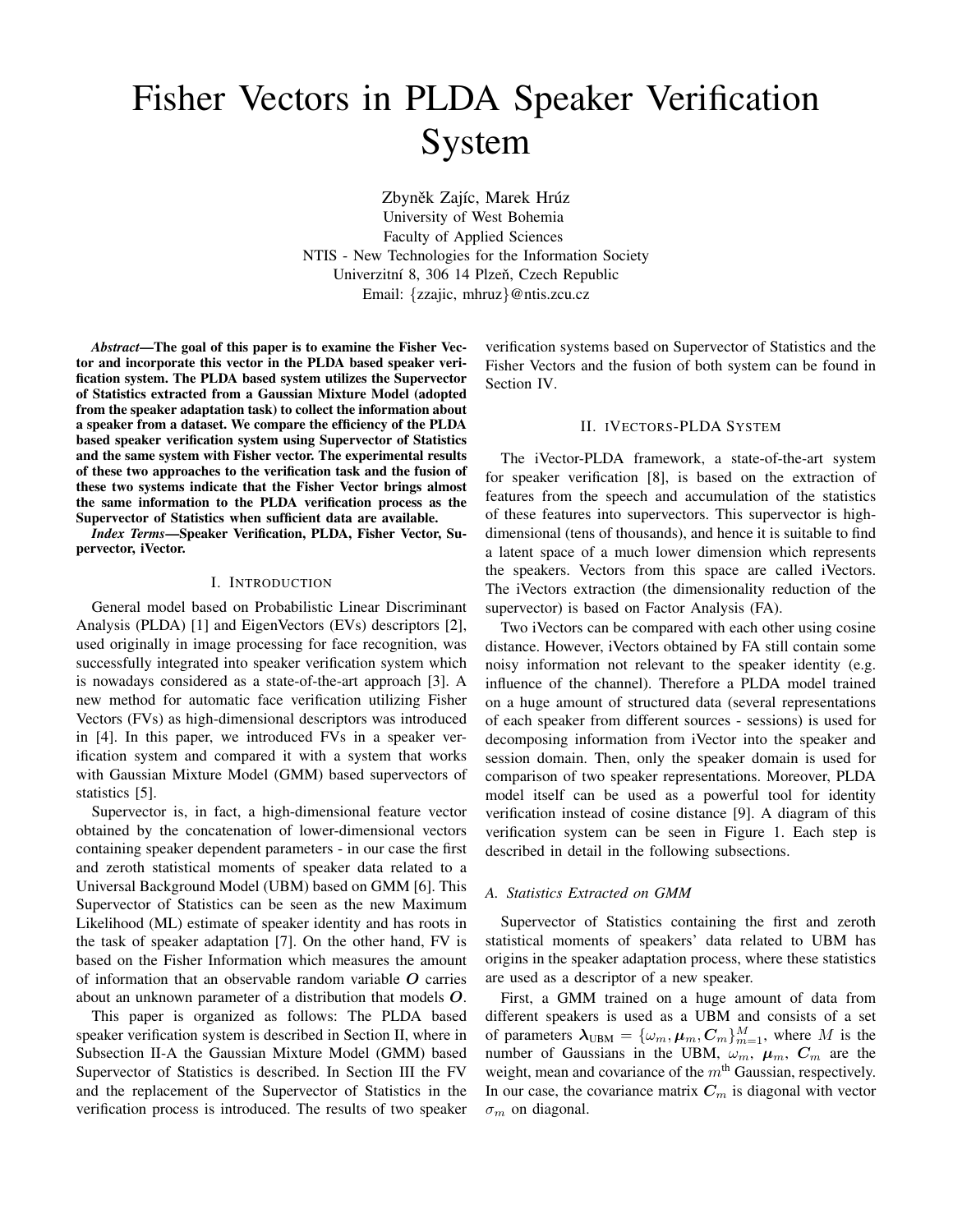# Fisher Vectors in PLDA Speaker Verification System

Zbyněk Zajíc, Marek Hrúz
University of West Bohemia
Faculty of Applied Sciences
NTIS - New Technologies for the Information Society
Univerzitní 8, 306 14 Plzeň, Czech Republic
Email: {zzajic, mhruz}@ntis.zcu.cz

***Abstract*—The goal of this paper is to examine the Fisher Vector and incorporate this vector in the PLDA based speaker verification system. The PLDA based system utilizes the Supervector of Statistics extracted from a Gaussian Mixture Model (adopted from the speaker adaptation task) to collect the information about a speaker from a dataset. We compare the efficiency of the PLDA based speaker verification system using Supervector of Statistics and the same system with Fisher vector. The experimental results of these two approaches to the verification task and the fusion of these two systems indicate that the Fisher Vector brings almost the same information to the PLDA verification process as the Supervector of Statistics when sufficient data are available.**

***Index Terms*—Speaker Verification, PLDA, Fisher Vector, Supervector, iVector.**

## I. Introduction

General model based on Probabilistic Linear Discriminant Analysis (PLDA) [1] and EigenVectors (EVs) descriptors [2], used originally in image processing for face recognition, was successfully integrated into speaker verification system which is nowadays considered as a state-of-the-art approach [3]. A new method for automatic face verification utilizing Fisher Vectors (FVs) as high-dimensional descriptors was introduced in [4]. In this paper, we introduced FVs in a speaker verification system and compared it with a system that works with Gaussian Mixture Model (GMM) based supervectors of statistics [5].

Supervector is, in fact, a high-dimensional feature vector obtained by the concatenation of lower-dimensional vectors containing speaker dependent parameters - in our case the first and zeroth statistical moments of speaker data related to a Universal Background Model (UBM) based on GMM [6]. This Supervector of Statistics can be seen as the new Maximum Likelihood (ML) estimate of speaker identity and has roots in the task of speaker adaptation [7]. On the other hand, FV is based on the Fisher Information which measures the amount of information that an observable random variable $\boldsymbol{O}$ carries about an unknown parameter of a distribution that models $\boldsymbol{O}$.

This paper is organized as follows: The PLDA based speaker verification system is described in Section II, where in Subsection II-A the Gaussian Mixture Model (GMM) based Supervector of Statistics is described. In Section III the FV and the replacement of the Supervector of Statistics in the verification process is introduced. The results of two speaker verification systems based on Supervector of Statistics and the Fisher Vectors and the fusion of both system can be found in Section IV.

## II. iVectors-PLDA System

The iVector-PLDA framework, a state-of-the-art system for speaker verification [8], is based on the extraction of features from the speech and accumulation of the statistics of these features into supervectors. This supervector is high-dimensional (tens of thousands), and hence it is suitable to find a latent space of a much lower dimension which represents the speakers. Vectors from this space are called iVectors. The iVectors extraction (the dimensionality reduction of the supervector) is based on Factor Analysis (FA).

Two iVectors can be compared with each other using cosine distance. However, iVectors obtained by FA still contain some noisy information not relevant to the speaker identity (e.g. influence of the channel). Therefore a PLDA model trained on a huge amount of structured data (several representations of each speaker from different sources - sessions) is used for decomposing information from iVector into the speaker and session domain. Then, only the speaker domain is used for comparison of two speaker representations. Moreover, PLDA model itself can be used as a powerful tool for identity verification instead of cosine distance [9]. A diagram of this verification system can be seen in Figure 1. Each step is described in detail in the following subsections.

### A. Statistics Extracted on GMM

Supervector of Statistics containing the first and zeroth statistical moments of speakers' data related to UBM has origins in the speaker adaptation process, where these statistics are used as a descriptor of a new speaker.

First, a GMM trained on a huge amount of data from different speakers is used as a UBM and consists of a set of parameters $\boldsymbol{\lambda}_{\text{UBM}} = \{\omega_m, \boldsymbol{\mu}_m, \boldsymbol{C}_m\}_{m=1}^{M}$, where $M$ is the number of Gaussians in the UBM, $\omega_m$, $\boldsymbol{\mu}_m$, $\boldsymbol{C}_m$ are the weight, mean and covariance of the $m^{\text{th}}$ Gaussian, respectively. In our case, the covariance matrix $\boldsymbol{C}_m$ is diagonal with vector $\sigma_m$ on diagonal.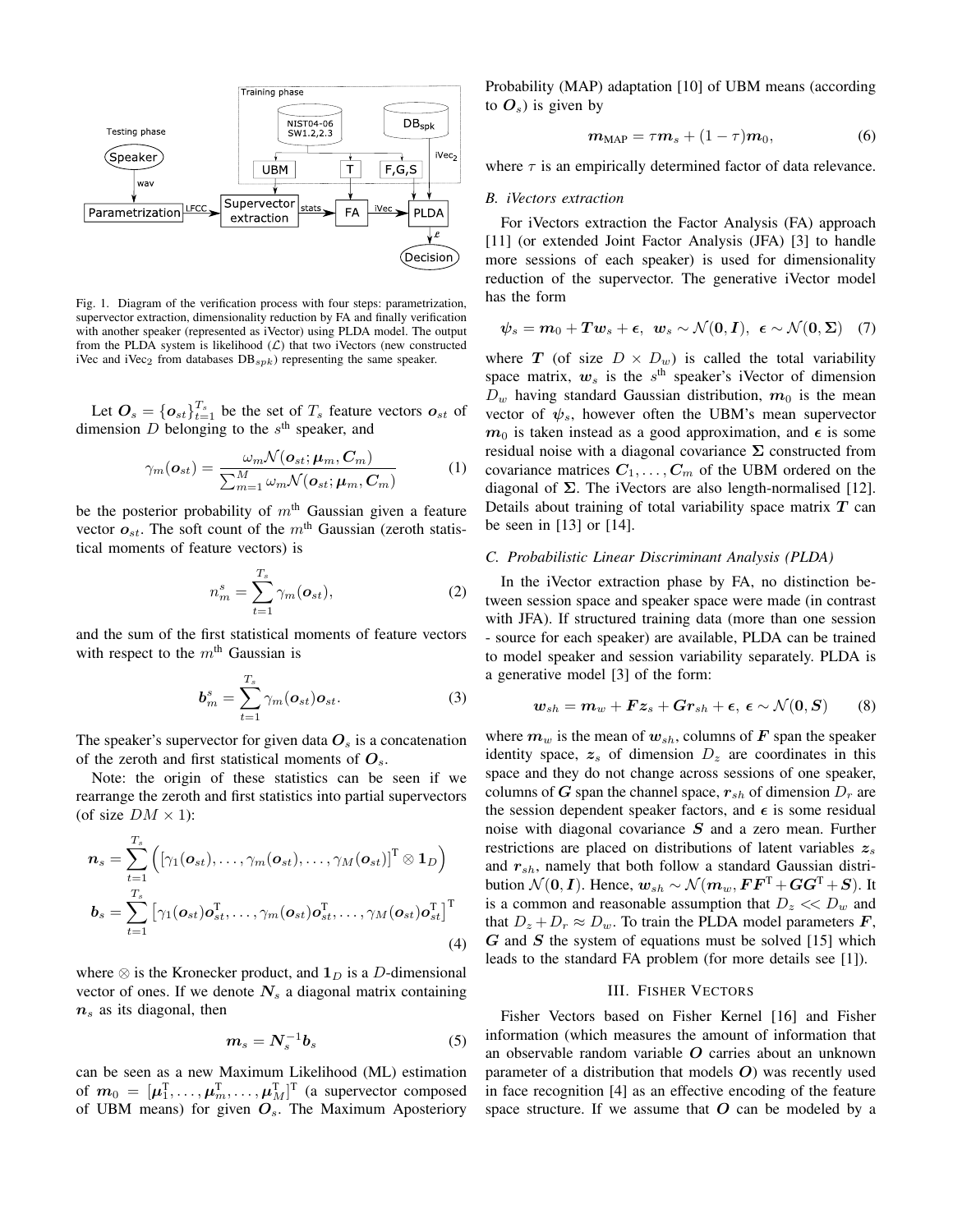Fig. 1. Diagram of the verification process with four steps: parametrization, supervector extraction, dimensionality reduction by FA and finally verification with another speaker (represented as iVector) using PLDA model. The output from the PLDA system is likelihood ($\mathcal{L}$) that two iVectors (new constructed iVec and iVec$_2$ from databases DB$_{spk}$) representing the same speaker.

Let $\boldsymbol{O}_s = \{\boldsymbol{o}_{st}\}_{t=1}^{T_s}$ be the set of $T_s$ feature vectors $\boldsymbol{o}_{st}$ of dimension $D$ belonging to the $s^{\text{th}}$ speaker, and

$$\gamma_m(\boldsymbol{o}_{st}) = \frac{\omega_m \mathcal{N}(\boldsymbol{o}_{st}; \boldsymbol{\mu}_m, \boldsymbol{C}_m)}{\sum_{m=1}^{M} \omega_m \mathcal{N}(\boldsymbol{o}_{st}; \boldsymbol{\mu}_m, \boldsymbol{C}_m)} \tag{1}$$

be the posterior probability of $m^{\text{th}}$ Gaussian given a feature vector $\boldsymbol{o}_{st}$. The soft count of the $m^{\text{th}}$ Gaussian (zeroth statistical moments of feature vectors) is

$$n_m^s = \sum_{t=1}^{T_s} \gamma_m(\boldsymbol{o}_{st}), \tag{2}$$

and the sum of the first statistical moments of feature vectors with respect to the $m^{\text{th}}$ Gaussian is

$$\boldsymbol{b}_m^s = \sum_{t=1}^{T_s} \gamma_m(\boldsymbol{o}_{st}) \boldsymbol{o}_{st}. \tag{3}$$

The speaker's supervector for given data $\boldsymbol{O}_s$ is a concatenation of the zeroth and first statistical moments of $\boldsymbol{O}_s$.

Note: the origin of these statistics can be seen if we rearrange the zeroth and first statistics into partial supervectors (of size $DM \times 1$):

$$\begin{aligned}
\boldsymbol{n}_s &= \sum_{t=1}^{T_s} \left( [\gamma_1(\boldsymbol{o}_{st}), \ldots, \gamma_m(\boldsymbol{o}_{st}), \ldots, \gamma_M(\boldsymbol{o}_{st})]^{\mathrm{T}} \otimes \mathbf{1}_D \right) \\
\boldsymbol{b}_s &= \sum_{t=1}^{T_s} \left[ \gamma_1(\boldsymbol{o}_{st}) \boldsymbol{o}_{st}^{\mathrm{T}}, \ldots, \gamma_m(\boldsymbol{o}_{st}) \boldsymbol{o}_{st}^{\mathrm{T}}, \ldots, \gamma_M(\boldsymbol{o}_{st}) \boldsymbol{o}_{st}^{\mathrm{T}} \right]^{\mathrm{T}}
\end{aligned} \tag{4}$$

where $\otimes$ is the Kronecker product, and $\mathbf{1}_D$ is a $D$-dimensional vector of ones. If we denote $\boldsymbol{N}_s$ a diagonal matrix containing $\boldsymbol{n}_s$ as its diagonal, then

$$\boldsymbol{m}_s = \boldsymbol{N}_s^{-1} \boldsymbol{b}_s \tag{5}$$

can be seen as a new Maximum Likelihood (ML) estimation of $\boldsymbol{m}_0 = [\boldsymbol{\mu}_1^{\mathrm{T}}, \ldots, \boldsymbol{\mu}_m^{\mathrm{T}}, \ldots, \boldsymbol{\mu}_M^{\mathrm{T}}]^{\mathrm{T}}$ (a supervector composed of UBM means) for given $\boldsymbol{O}_s$. The Maximum Aposteriory Probability (MAP) adaptation [10] of UBM means (according to $\boldsymbol{O}_s$) is given by

$$\boldsymbol{m}_{\text{MAP}} = \tau \boldsymbol{m}_s + (1 - \tau) \boldsymbol{m}_0, \tag{6}$$

where $\tau$ is an empirically determined factor of data relevance.

### B. iVectors extraction

For iVectors extraction the Factor Analysis (FA) approach [11] (or extended Joint Factor Analysis (JFA) [3] to handle more sessions of each speaker) is used for dimensionality reduction of the supervector. The generative iVector model has the form

$$\boldsymbol{\psi}_s = \boldsymbol{m}_0 + \boldsymbol{T}\boldsymbol{w}_s + \boldsymbol{\epsilon}, \;\; \boldsymbol{w}_s \sim \mathcal{N}(\mathbf{0}, \boldsymbol{I}), \;\; \boldsymbol{\epsilon} \sim \mathcal{N}(\mathbf{0}, \boldsymbol{\Sigma}) \tag{7}$$

where $\boldsymbol{T}$ (of size $D \times D_w$) is called the total variability space matrix, $\boldsymbol{w}_s$ is the $s^{\text{th}}$ speaker's iVector of dimension $D_w$ having standard Gaussian distribution, $\boldsymbol{m}_0$ is the mean vector of $\boldsymbol{\psi}_s$, however often the UBM's mean supervector $\boldsymbol{m}_0$ is taken instead as a good approximation, and $\boldsymbol{\epsilon}$ is some residual noise with a diagonal covariance $\boldsymbol{\Sigma}$ constructed from covariance matrices $\boldsymbol{C}_1, \ldots, \boldsymbol{C}_m$ of the UBM ordered on the diagonal of $\boldsymbol{\Sigma}$. The iVectors are also length-normalised [12]. Details about training of total variability space matrix $\boldsymbol{T}$ can be seen in [13] or [14].

### C. Probabilistic Linear Discriminant Analysis (PLDA)

In the iVector extraction phase by FA, no distinction between session space and speaker space were made (in contrast with JFA). If structured training data (more than one session - source for each speaker) are available, PLDA can be trained to model speaker and session variability separately. PLDA is a generative model [3] of the form:

$$\boldsymbol{w}_{sh} = \boldsymbol{m}_w + \boldsymbol{F}\boldsymbol{z}_s + \boldsymbol{G}\boldsymbol{r}_{sh} + \boldsymbol{\epsilon}, \; \boldsymbol{\epsilon} \sim \mathcal{N}(\mathbf{0}, \boldsymbol{S}) \tag{8}$$

where $\boldsymbol{m}_w$ is the mean of $\boldsymbol{w}_{sh}$, columns of $\boldsymbol{F}$ span the speaker identity space, $\boldsymbol{z}_s$ of dimension $D_z$ are coordinates in this space and they do not change across sessions of one speaker, columns of $\boldsymbol{G}$ span the channel space, $\boldsymbol{r}_{sh}$ of dimension $D_r$ are the session dependent speaker factors, and $\boldsymbol{\epsilon}$ is some residual noise with diagonal covariance $\boldsymbol{S}$ and a zero mean. Further restrictions are placed on distributions of latent variables $\boldsymbol{z}_s$ and $\boldsymbol{r}_{sh}$, namely that both follow a standard Gaussian distribution $\mathcal{N}(\mathbf{0}, \boldsymbol{I})$. Hence, $\boldsymbol{w}_{sh} \sim \mathcal{N}(\boldsymbol{m}_w, \boldsymbol{F}\boldsymbol{F}^{\mathrm{T}} + \boldsymbol{G}\boldsymbol{G}^{\mathrm{T}} + \boldsymbol{S})$. It is a common and reasonable assumption that $D_z << D_w$ and that $D_z + D_r \approx D_w$. To train the PLDA model parameters $\boldsymbol{F}$, $\boldsymbol{G}$ and $\boldsymbol{S}$ the system of equations must be solved [15] which leads to the standard FA problem (for more details see [1]).

## III. Fisher Vectors

Fisher Vectors based on Fisher Kernel [16] and Fisher information (which measures the amount of information that an observable random variable $\boldsymbol{O}$ carries about an unknown parameter of a distribution that models $\boldsymbol{O}$) was recently used in face recognition [4] as an effective encoding of the feature space structure. If we assume that $\boldsymbol{O}$ can be modeled by a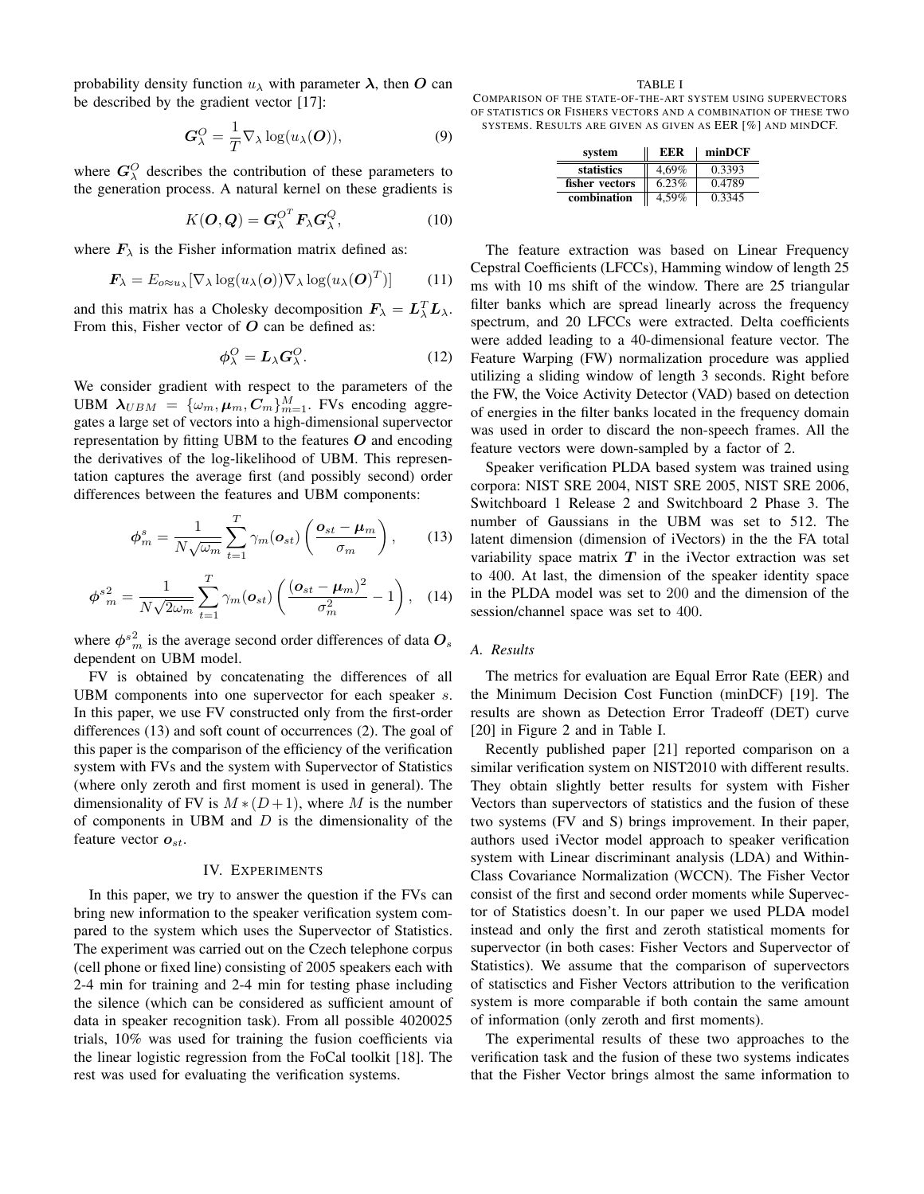probability density function $u_\lambda$ with parameter $\boldsymbol{\lambda}$, then $\boldsymbol{O}$ can be described by the gradient vector [17]:

$$\boldsymbol{G}_\lambda^O = \frac{1}{T}\nabla_\lambda \log(u_\lambda(\boldsymbol{O})), \tag{9}$$

where $\boldsymbol{G}_\lambda^O$ describes the contribution of these parameters to the generation process. A natural kernel on these gradients is

$$K(\boldsymbol{O},\boldsymbol{Q}) = \boldsymbol{G}_\lambda^{O^T}\boldsymbol{F}_\lambda \boldsymbol{G}_\lambda^Q, \tag{10}$$

where $\boldsymbol{F}_\lambda$ is the Fisher information matrix defined as:

$$\boldsymbol{F}_\lambda = E_{o\approx u_\lambda}[\nabla_\lambda \log(u_\lambda(\boldsymbol{o}))\nabla_\lambda \log(u_\lambda(\boldsymbol{O})^T)] \tag{11}$$

and this matrix has a Cholesky decomposition $\boldsymbol{F}_\lambda = \boldsymbol{L}_\lambda^T \boldsymbol{L}_\lambda$. From this, Fisher vector of $\boldsymbol{O}$ can be defined as:

$$\boldsymbol{\phi}_\lambda^O = \boldsymbol{L}_\lambda \boldsymbol{G}_\lambda^O. \tag{12}$$

We consider gradient with respect to the parameters of the UBM $\boldsymbol{\lambda}_{UBM} = \{\omega_m, \boldsymbol{\mu}_m, \boldsymbol{C}_m\}_{m=1}^M$. FVs encoding aggregates a large set of vectors into a high-dimensional supervector representation by fitting UBM to the features $\boldsymbol{O}$ and encoding the derivatives of the log-likelihood of UBM. This representation captures the average first (and possibly second) order differences between the features and UBM components:

$$\boldsymbol{\phi}_m^s = \frac{1}{N\sqrt{\omega_m}}\sum_{t=1}^{T}\gamma_m(\boldsymbol{o}_{st})\left(\frac{\boldsymbol{o}_{st}-\boldsymbol{\mu}_m}{\sigma_m}\right), \tag{13}$$

$$\boldsymbol{\phi}^{s2}_m = \frac{1}{N\sqrt{2\omega_m}}\sum_{t=1}^{T}\gamma_m(\boldsymbol{o}_{st})\left(\frac{(\boldsymbol{o}_{st}-\boldsymbol{\mu}_m)^2}{\sigma_m^2}-1\right), \tag{14}$$

where $\boldsymbol{\phi}^{s2}_m$ is the average second order differences of data $\boldsymbol{O}_s$ dependent on UBM model.

FV is obtained by concatenating the differences of all UBM components into one supervector for each speaker $s$. In this paper, we use FV constructed only from the first-order differences (13) and soft count of occurrences (2). The goal of this paper is the comparison of the efficiency of the verification system with FVs and the system with Supervector of Statistics (where only zeroth and first moment is used in general). The dimensionality of FV is $M*(D+1)$, where $M$ is the number of components in UBM and $D$ is the dimensionality of the feature vector $\boldsymbol{o}_{st}$.

## IV. Experiments

In this paper, we try to answer the question if the FVs can bring new information to the speaker verification system compared to the system which uses the Supervector of Statistics. The experiment was carried out on the Czech telephone corpus (cell phone or fixed line) consisting of 2005 speakers each with 2-4 min for training and 2-4 min for testing phase including the silence (which can be considered as sufficient amount of data in speaker recognition task). From all possible 4020025 trials, 10% was used for training the fusion coefficients via the linear logistic regression from the FoCal toolkit [18]. The rest was used for evaluating the verification systems.

TABLE I
Comparison of the state-of-the-art system using supervectors of statistics or Fishers vectors and a combination of these two systems. Results are given as given as EER [%] and minDCF.

| system | EER | minDCF |
|---|---|---|
| statistics | 4,69% | 0.3393 |
| fisher vectors | 6.23% | 0.4789 |
| combination | 4,59% | 0.3345 |

The feature extraction was based on Linear Frequency Cepstral Coefficients (LFCCs), Hamming window of length 25 ms with 10 ms shift of the window. There are 25 triangular filter banks which are spread linearly across the frequency spectrum, and 20 LFCCs were extracted. Delta coefficients were added leading to a 40-dimensional feature vector. The Feature Warping (FW) normalization procedure was applied utilizing a sliding window of length 3 seconds. Right before the FW, the Voice Activity Detector (VAD) based on detection of energies in the filter banks located in the frequency domain was used in order to discard the non-speech frames. All the feature vectors were down-sampled by a factor of 2.

Speaker verification PLDA based system was trained using corpora: NIST SRE 2004, NIST SRE 2005, NIST SRE 2006, Switchboard 1 Release 2 and Switchboard 2 Phase 3. The number of Gaussians in the UBM was set to 512. The latent dimension (dimension of iVectors) in the the FA total variability space matrix $\boldsymbol{T}$ in the iVector extraction was set to 400. At last, the dimension of the speaker identity space in the PLDA model was set to 200 and the dimension of the session/channel space was set to 400.

### A. Results

The metrics for evaluation are Equal Error Rate (EER) and the Minimum Decision Cost Function (minDCF) [19]. The results are shown as Detection Error Tradeoff (DET) curve [20] in Figure 2 and in Table I.

Recently published paper [21] reported comparison on a similar verification system on NIST2010 with different results. They obtain slightly better results for system with Fisher Vectors than supervectors of statistics and the fusion of these two systems (FV and S) brings improvement. In their paper, authors used iVector model approach to speaker verification system with Linear discriminant analysis (LDA) and Within-Class Covariance Normalization (WCCN). The Fisher Vector consist of the first and second order moments while Supervector of Statistics doesn't. In our paper we used PLDA model instead and only the first and zeroth statistical moments for supervector (in both cases: Fisher Vectors and Supervector of Statistics). We assume that the comparison of supervectors of statisctics and Fisher Vectors attribution to the verification system is more comparable if both contain the same amount of information (only zeroth and first moments).

The experimental results of these two approaches to the verification task and the fusion of these two systems indicates that the Fisher Vector brings almost the same information to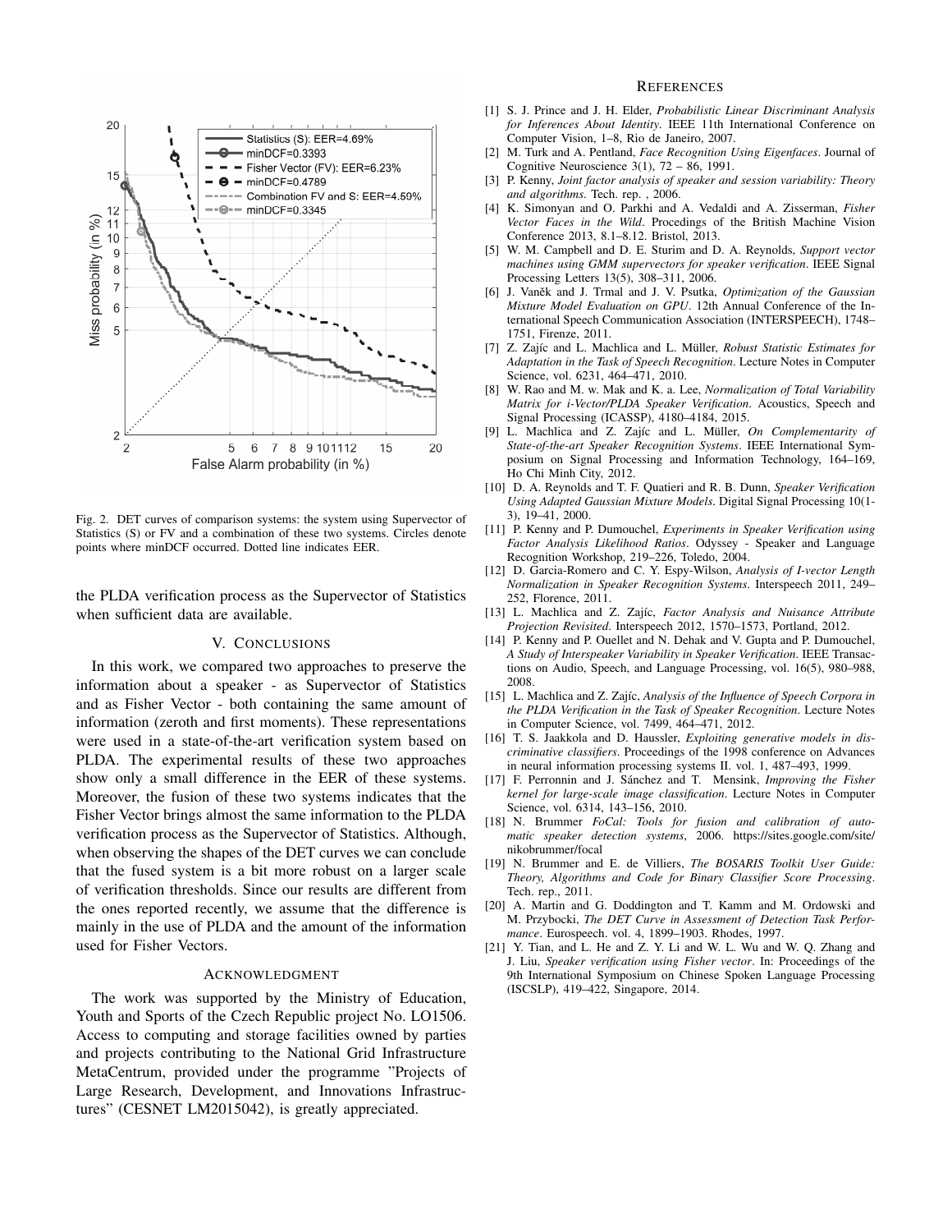20

15

12

11

10

9

8

7

6

5

2

Miss probability (in %)

2 5 6 7 8 9 10 11 12 15 20

False Alarm probability (in %)

Statistics (S): EER=4.69%

minDCF=0.3393

Fisher Vector (FV): EER=6.23%

minDCF=0.4789

Combination FV and S: EER=4.59%

minDCF=0.3345

Fig. 2. DET curves of comparison systems: the system using Supervector of Statistics (S) or FV and a combination of these two systems. Circles denote points where minDCF occurred. Dotted line indicates EER.

the PLDA verification process as the Supervector of Statistics when sufficient data are available.

## V. Conclusions

In this work, we compared two approaches to preserve the information about a speaker - as Supervector of Statistics and as Fisher Vector - both containing the same amount of information (zeroth and first moments). These representations were used in a state-of-the-art verification system based on PLDA. The experimental results of these two approaches show only a small difference in the EER of these systems. Moreover, the fusion of these two systems indicates that the Fisher Vector brings almost the same information to the PLDA verification process as the Supervector of Statistics. Although, when observing the shapes of the DET curves we can conclude that the fused system is a bit more robust on a larger scale of verification thresholds. Since our results are different from the ones reported recently, we assume that the difference is mainly in the use of PLDA and the amount of the information used for Fisher Vectors.

## Acknowledgment

The work was supported by the Ministry of Education, Youth and Sports of the Czech Republic project No. LO1506. Access to computing and storage facilities owned by parties and projects contributing to the National Grid Infrastructure MetaCentrum, provided under the programme "Projects of Large Research, Development, and Innovations Infrastructures" (CESNET LM2015042), is greatly appreciated.

## References

[1] S. J. Prince and J. H. Elder, *Probabilistic Linear Discriminant Analysis for Inferences About Identity*. IEEE 11th International Conference on Computer Vision, 1–8, Rio de Janeiro, 2007.

[2] M. Turk and A. Pentland, *Face Recognition Using Eigenfaces*. Journal of Cognitive Neuroscience 3(1), 72 – 86, 1991.

[3] P. Kenny, *Joint factor analysis of speaker and session variability: Theory and algorithms*. Tech. rep. , 2006.

[4] K. Simonyan and O. Parkhi and A. Vedaldi and A. Zisserman, *Fisher Vector Faces in the Wild*. Procedings of the British Machine Vision Conference 2013, 8.1–8.12. Bristol, 2013.

[5] W. M. Campbell and D. E. Sturim and D. A. Reynolds, *Support vector machines using GMM supervectors for speaker verification*. IEEE Signal Processing Letters 13(5), 308–311, 2006.

[6] J. Vaněk and J. Trmal and J. V. Psutka, *Optimization of the Gaussian Mixture Model Evaluation on GPU*. 12th Annual Conference of the International Speech Communication Association (INTERSPEECH), 1748–1751, Firenze, 2011.

[7] Z. Zajíc and L. Machlica and L. Müller, *Robust Statistic Estimates for Adaptation in the Task of Speech Recognition*. Lecture Notes in Computer Science, vol. 6231, 464–471, 2010.

[8] W. Rao and M. w. Mak and K. a. Lee, *Normalization of Total Variability Matrix for i-Vector/PLDA Speaker Verification*. Acoustics, Speech and Signal Processing (ICASSP), 4180–4184, 2015.

[9] L. Machlica and Z. Zajíc and L. Müller, *On Complementarity of State-of-the-art Speaker Recognition Systems*. IEEE International Symposium on Signal Processing and Information Technology, 164–169, Ho Chi Minh City, 2012.

[10] D. A. Reynolds and T. F. Quatieri and R. B. Dunn, *Speaker Verification Using Adapted Gaussian Mixture Models*. Digital Signal Processing 10(1-3), 19–41, 2000.

[11] P. Kenny and P. Dumouchel, *Experiments in Speaker Verification using Factor Analysis Likelihood Ratios*. Odyssey - Speaker and Language Recognition Workshop, 219–226, Toledo, 2004.

[12] D. Garcia-Romero and C. Y. Espy-Wilson, *Analysis of I-vector Length Normalization in Speaker Recognition Systems*. Interspeech 2011, 249–252, Florence, 2011.

[13] L. Machlica and Z. Zajíc, *Factor Analysis and Nuisance Attribute Projection Revisited*. Interspeech 2012, 1570–1573, Portland, 2012.

[14] P. Kenny and P. Ouellet and N. Dehak and V. Gupta and P. Dumouchel, *A Study of Interspeaker Variability in Speaker Verification*. IEEE Transactions on Audio, Speech, and Language Processing, vol. 16(5), 980–988, 2008.

[15] L. Machlica and Z. Zajíc, *Analysis of the Influence of Speech Corpora in the PLDA Verification in the Task of Speaker Recognition*. Lecture Notes in Computer Science, vol. 7499, 464–471, 2012.

[16] T. S. Jaakkola and D. Haussler, *Exploiting generative models in discriminative classifiers*. Proceedings of the 1998 conference on Advances in neural information processing systems II. vol. 1, 487–493, 1999.

[17] F. Perronnin and J. Sánchez and T. Mensink, *Improving the Fisher kernel for large-scale image classification*. Lecture Notes in Computer Science, vol. 6314, 143–156, 2010.

[18] N. Brummer *FoCal: Tools for fusion and calibration of automatic speaker detection systems*, 2006. https://sites.google.com/site/nikobrummer/focal

[19] N. Brummer and E. de Villiers, *The BOSARIS Toolkit User Guide: Theory, Algorithms and Code for Binary Classifier Score Processing*. Tech. rep., 2011.

[20] A. Martin and G. Doddington and T. Kamm and M. Ordowski and M. Przybocki, *The DET Curve in Assessment of Detection Task Performance*. Eurospeech. vol. 4, 1899–1903. Rhodes, 1997.

[21] Y. Tian, and L. He and Z. Y. Li and W. L. Wu and W. Q. Zhang and J. Liu, *Speaker verification using Fisher vector*. In: Proceedings of the 9th International Symposium on Chinese Spoken Language Processing (ISCSLP), 419–422, Singapore, 2014.